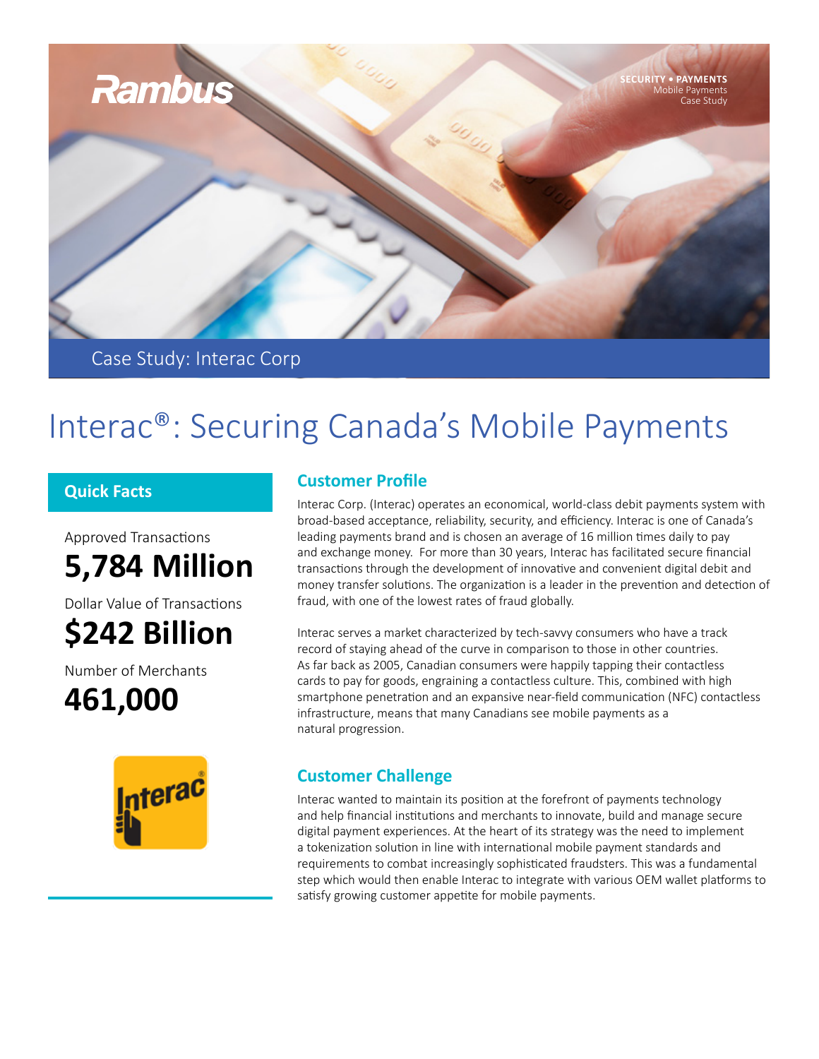Rambus

**SECURITY • PAYMENTS**
Mobile Payments
Case Study

Case Study: Interac Corp

# Interac®: Securing Canada's Mobile Payments

## Quick Facts

Approved Transactions

**5,784 Million**

Dollar Value of Transactions

**$242 Billion**

Number of Merchants

**461,000**

## Customer Profile

Interac Corp. (Interac) operates an economical, world-class debit payments system with broad-based acceptance, reliability, security, and efficiency. Interac is one of Canada's leading payments brand and is chosen an average of 16 million times daily to pay and exchange money. For more than 30 years, Interac has facilitated secure financial transactions through the development of innovative and convenient digital debit and money transfer solutions. The organization is a leader in the prevention and detection of fraud, with one of the lowest rates of fraud globally.

Interac serves a market characterized by tech-savvy consumers who have a track record of staying ahead of the curve in comparison to those in other countries. As far back as 2005, Canadian consumers were happily tapping their contactless cards to pay for goods, engraining a contactless culture. This, combined with high smartphone penetration and an expansive near-field communication (NFC) contactless infrastructure, means that many Canadians see mobile payments as a natural progression.

## Customer Challenge

Interac wanted to maintain its position at the forefront of payments technology and help financial institutions and merchants to innovate, build and manage secure digital payment experiences. At the heart of its strategy was the need to implement a tokenization solution in line with international mobile payment standards and requirements to combat increasingly sophisticated fraudsters. This was a fundamental step which would then enable Interac to integrate with various OEM wallet platforms to satisfy growing customer appetite for mobile payments.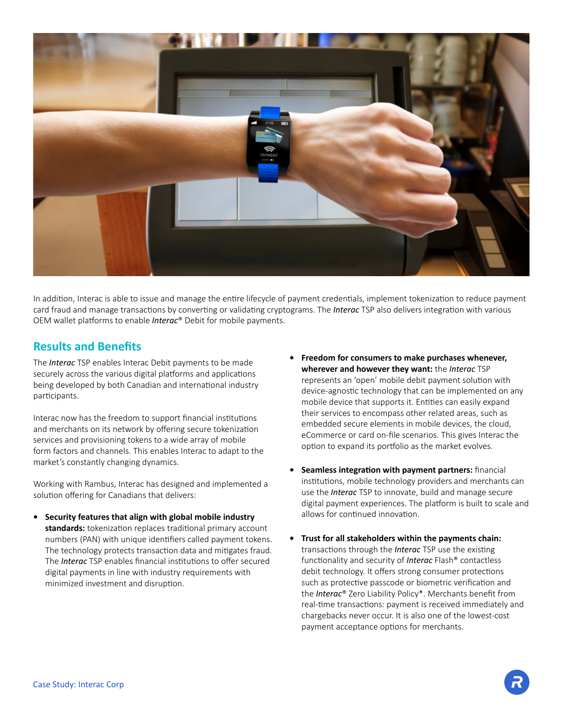In addition, Interac is able to issue and manage the entire lifecycle of payment credentials, implement tokenization to reduce payment card fraud and manage transactions by converting or validating cryptograms. The *Interac* TSP also delivers integration with various OEM wallet platforms to enable *Interac*® Debit for mobile payments.

## Results and Benefits

The *Interac* TSP enables Interac Debit payments to be made securely across the various digital platforms and applications being developed by both Canadian and international industry participants.

Interac now has the freedom to support financial institutions and merchants on its network by offering secure tokenization services and provisioning tokens to a wide array of mobile form factors and channels. This enables Interac to adapt to the market's constantly changing dynamics.

Working with Rambus, Interac has designed and implemented a solution offering for Canadians that delivers:

- **Security features that align with global mobile industry standards:** tokenization replaces traditional primary account numbers (PAN) with unique identifiers called payment tokens. The technology protects transaction data and mitigates fraud. The *Interac* TSP enables financial institutions to offer secured digital payments in line with industry requirements with minimized investment and disruption.

- **Freedom for consumers to make purchases whenever, wherever and however they want:** the *Interac* TSP represents an 'open' mobile debit payment solution with device-agnostic technology that can be implemented on any mobile device that supports it. Entities can easily expand their services to encompass other related areas, such as embedded secure elements in mobile devices, the cloud, eCommerce or card on-file scenarios. This gives Interac the option to expand its portfolio as the market evolves.

- **Seamless integration with payment partners:** financial institutions, mobile technology providers and merchants can use the *Interac* TSP to innovate, build and manage secure digital payment experiences. The platform is built to scale and allows for continued innovation.

- **Trust for all stakeholders within the payments chain:** transactions through the *Interac* TSP use the existing functionality and security of *Interac* Flash® contactless debit technology. It offers strong consumer protections such as protective passcode or biometric verification and the *Interac*® Zero Liability Policy*. Merchants benefit from real-time transactions: payment is received immediately and chargebacks never occur. It is also one of the lowest-cost payment acceptance options for merchants.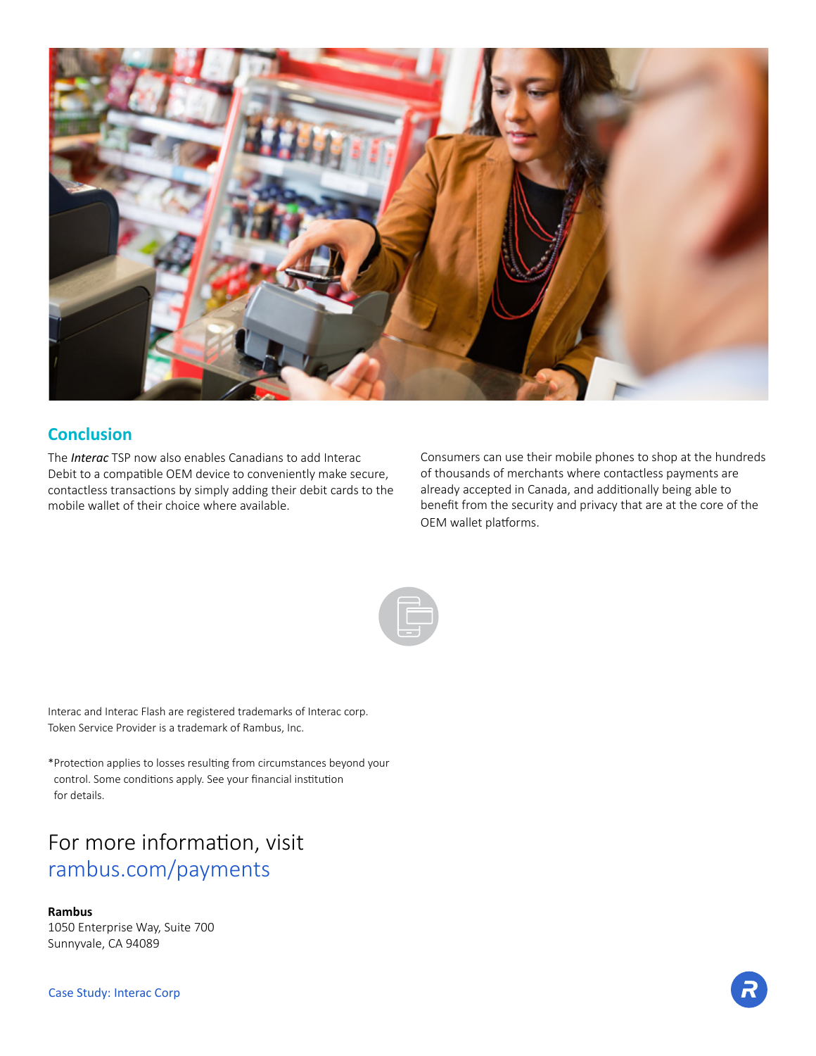## Conclusion

The *Interac* TSP now also enables Canadians to add Interac Debit to a compatible OEM device to conveniently make secure, contactless transactions by simply adding their debit cards to the mobile wallet of their choice where available.

Consumers can use their mobile phones to shop at the hundreds of thousands of merchants where contactless payments are already accepted in Canada, and additionally being able to benefit from the security and privacy that are at the core of the OEM wallet platforms.

Interac and Interac Flash are registered trademarks of Interac corp.
Token Service Provider is a trademark of Rambus, Inc.

*Protection applies to losses resulting from circumstances beyond your control. Some conditions apply. See your financial institution for details.

For more information, visit
rambus.com/payments

**Rambus**
1050 Enterprise Way, Suite 700
Sunnyvale, CA 94089

Case Study: Interac Corp